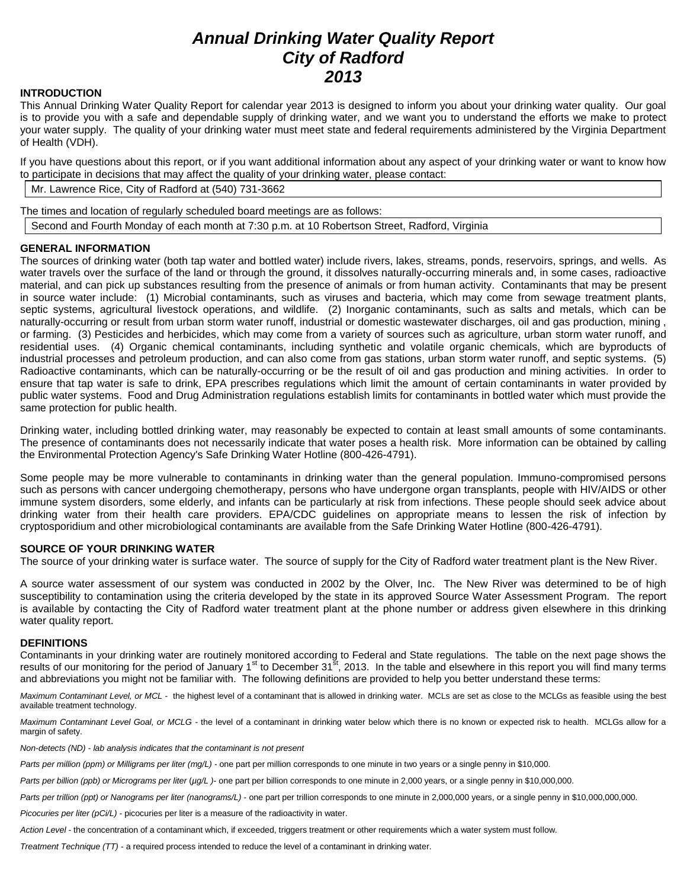# *Annual Drinking Water Quality Report*
# *City of Radford*
# *2013*

## INTRODUCTION

This Annual Drinking Water Quality Report for calendar year 2013 is designed to inform you about your drinking water quality. Our goal is to provide you with a safe and dependable supply of drinking water, and we want you to understand the efforts we make to protect your water supply. The quality of your drinking water must meet state and federal requirements administered by the Virginia Department of Health (VDH).

If you have questions about this report, or if you want additional information about any aspect of your drinking water or want to know how to participate in decisions that may affect the quality of your drinking water, please contact:

Mr. Lawrence Rice, City of Radford at (540) 731-3662

The times and location of regularly scheduled board meetings are as follows:

Second and Fourth Monday of each month at 7:30 p.m. at 10 Robertson Street, Radford, Virginia

## GENERAL INFORMATION

The sources of drinking water (both tap water and bottled water) include rivers, lakes, streams, ponds, reservoirs, springs, and wells. As water travels over the surface of the land or through the ground, it dissolves naturally-occurring minerals and, in some cases, radioactive material, and can pick up substances resulting from the presence of animals or from human activity. Contaminants that may be present in source water include: (1) Microbial contaminants, such as viruses and bacteria, which may come from sewage treatment plants, septic systems, agricultural livestock operations, and wildlife. (2) Inorganic contaminants, such as salts and metals, which can be naturally-occurring or result from urban storm water runoff, industrial or domestic wastewater discharges, oil and gas production, mining , or farming. (3) Pesticides and herbicides, which may come from a variety of sources such as agriculture, urban storm water runoff, and residential uses. (4) Organic chemical contaminants, including synthetic and volatile organic chemicals, which are byproducts of industrial processes and petroleum production, and can also come from gas stations, urban storm water runoff, and septic systems. (5) Radioactive contaminants, which can be naturally-occurring or be the result of oil and gas production and mining activities. In order to ensure that tap water is safe to drink, EPA prescribes regulations which limit the amount of certain contaminants in water provided by public water systems. Food and Drug Administration regulations establish limits for contaminants in bottled water which must provide the same protection for public health.

Drinking water, including bottled drinking water, may reasonably be expected to contain at least small amounts of some contaminants. The presence of contaminants does not necessarily indicate that water poses a health risk. More information can be obtained by calling the Environmental Protection Agency's Safe Drinking Water Hotline (800-426-4791).

Some people may be more vulnerable to contaminants in drinking water than the general population. Immuno-compromised persons such as persons with cancer undergoing chemotherapy, persons who have undergone organ transplants, people with HIV/AIDS or other immune system disorders, some elderly, and infants can be particularly at risk from infections. These people should seek advice about drinking water from their health care providers. EPA/CDC guidelines on appropriate means to lessen the risk of infection by cryptosporidium and other microbiological contaminants are available from the Safe Drinking Water Hotline (800-426-4791).

## SOURCE OF YOUR DRINKING WATER

The source of your drinking water is surface water. The source of supply for the City of Radford water treatment plant is the New River.

A source water assessment of our system was conducted in 2002 by the Olver, Inc. The New River was determined to be of high susceptibility to contamination using the criteria developed by the state in its approved Source Water Assessment Program. The report is available by contacting the City of Radford water treatment plant at the phone number or address given elsewhere in this drinking water quality report.

## DEFINITIONS

Contaminants in your drinking water are routinely monitored according to Federal and State regulations. The table on the next page shows the results of our monitoring for the period of January 1st to December 31st, 2013. In the table and elsewhere in this report you will find many terms and abbreviations you might not be familiar with. The following definitions are provided to help you better understand these terms:

*Maximum Contaminant Level, or MCL* - the highest level of a contaminant that is allowed in drinking water. MCLs are set as close to the MCLGs as feasible using the best available treatment technology.

*Maximum Contaminant Level Goal, or MCLG* - the level of a contaminant in drinking water below which there is no known or expected risk to health. MCLGs allow for a margin of safety.

*Non-detects (ND) - lab analysis indicates that the contaminant is not present*

*Parts per million (ppm) or Milligrams per liter (mg/L)* - one part per million corresponds to one minute in two years or a single penny in $10,000.

*Parts per billion (ppb) or Micrograms per liter (μg/L )*- one part per billion corresponds to one minute in 2,000 years, or a single penny in $10,000,000.

*Parts per trillion (ppt) or Nanograms per liter (nanograms/L)* - one part per trillion corresponds to one minute in 2,000,000 years, or a single penny in $10,000,000,000.

*Picocuries per liter (pCi/L)* - picocuries per liter is a measure of the radioactivity in water.

*Action Level* - the concentration of a contaminant which, if exceeded, triggers treatment or other requirements which a water system must follow.

*Treatment Technique (TT)* - a required process intended to reduce the level of a contaminant in drinking water.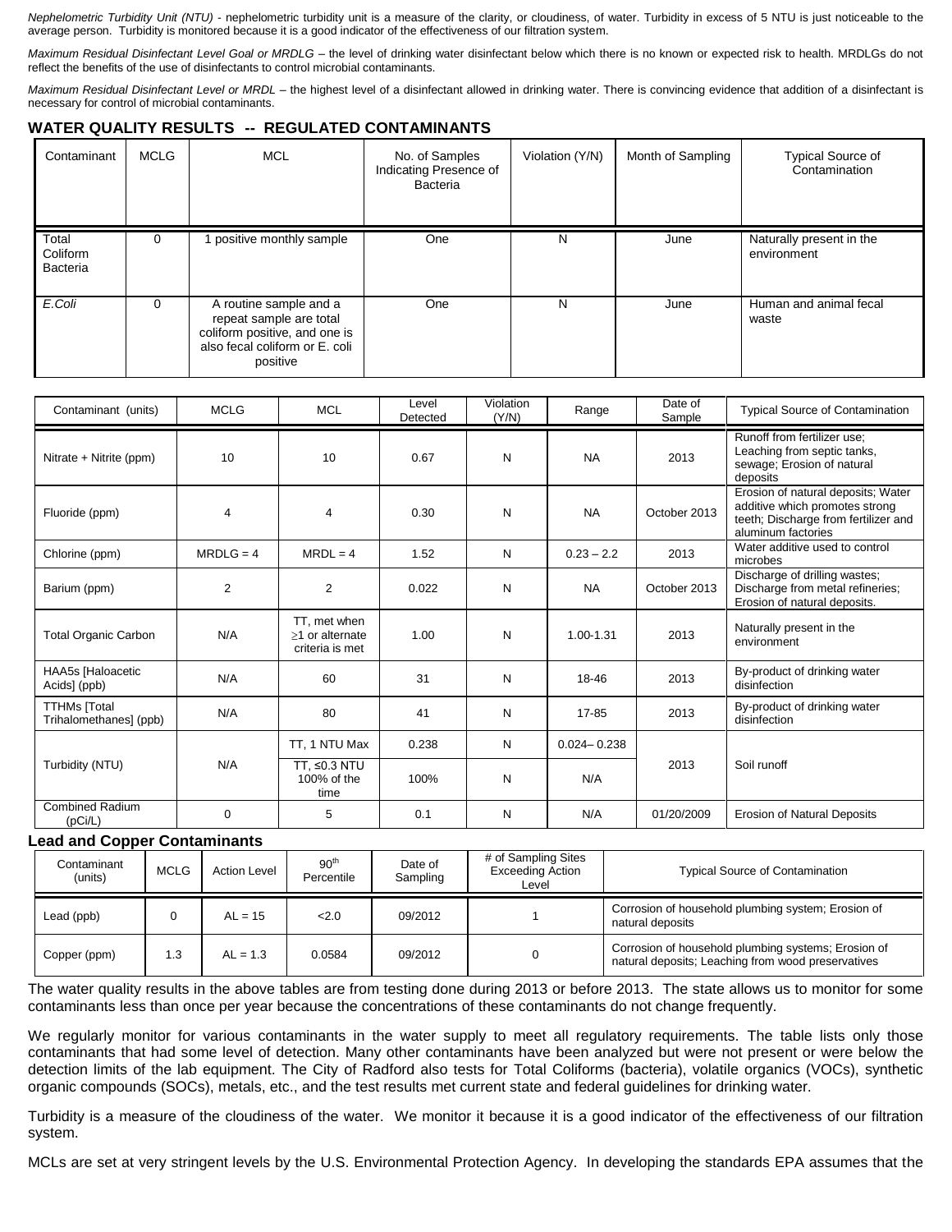*Nephelometric Turbidity Unit (NTU)* - nephelometric turbidity unit is a measure of the clarity, or cloudiness, of water. Turbidity in excess of 5 NTU is just noticeable to the average person. Turbidity is monitored because it is a good indicator of the effectiveness of our filtration system.

*Maximum Residual Disinfectant Level Goal or MRDLG* – the level of drinking water disinfectant below which there is no known or expected risk to health. MRDLGs do not reflect the benefits of the use of disinfectants to control microbial contaminants.

*Maximum Residual Disinfectant Level or MRDL* – the highest level of a disinfectant allowed in drinking water. There is convincing evidence that addition of a disinfectant is necessary for control of microbial contaminants.

## WATER QUALITY RESULTS -- REGULATED CONTAMINANTS

| Contaminant | MCLG | MCL | No. of Samples Indicating Presence of Bacteria | Violation (Y/N) | Month of Sampling | Typical Source of Contamination |
|---|---|---|---|---|---|---|
| Total Coliform Bacteria | 0 | 1 positive monthly sample | One | N | June | Naturally present in the environment |
| *E.Coli* | 0 | A routine sample and a repeat sample are total coliform positive, and one is also fecal coliform or E. coli positive | One | N | June | Human and animal fecal waste |

| Contaminant (units) | MCLG | MCL | Level Detected | Violation (Y/N) | Range | Date of Sample | Typical Source of Contamination |
|---|---|---|---|---|---|---|---|
| Nitrate + Nitrite (ppm) | 10 | 10 | 0.67 | N | NA | 2013 | Runoff from fertilizer use; Leaching from septic tanks, sewage; Erosion of natural deposits |
| Fluoride (ppm) | 4 | 4 | 0.30 | N | NA | October 2013 | Erosion of natural deposits; Water additive which promotes strong teeth; Discharge from fertilizer and aluminum factories |
| Chlorine (ppm) | MRDLG = 4 | MRDL = 4 | 1.52 | N | 0.23 – 2.2 | 2013 | Water additive used to control microbes |
| Barium (ppm) | 2 | 2 | 0.022 | N | NA | October 2013 | Discharge of drilling wastes; Discharge from metal refineries; Erosion of natural deposits. |
| Total Organic Carbon | N/A | TT, met when ≥1 or alternate criteria is met | 1.00 | N | 1.00-1.31 | 2013 | Naturally present in the environment |
| HAA5s [Haloacetic Acids] (ppb) | N/A | 60 | 31 | N | 18-46 | 2013 | By-product of drinking water disinfection |
| TTHMs [Total Trihalomethanes] (ppb) | N/A | 80 | 41 | N | 17-85 | 2013 | By-product of drinking water disinfection |
| Turbidity (NTU) | N/A | TT, 1 NTU Max | 0.238 | N | 0.024– 0.238 | 2013 | Soil runoff |
| | | TT, ≤0.3 NTU 100% of the time | 100% | N | N/A | | |
| Combined Radium (pCi/L) | 0 | 5 | 0.1 | N | N/A | 01/20/2009 | Erosion of Natural Deposits |

### Lead and Copper Contaminants

| Contaminant (units) | MCLG | Action Level | 90th Percentile | Date of Sampling | # of Sampling Sites Exceeding Action Level | Typical Source of Contamination |
|---|---|---|---|---|---|---|
| Lead (ppb) | 0 | AL = 15 | <2.0 | 09/2012 | 1 | Corrosion of household plumbing system; Erosion of natural deposits |
| Copper (ppm) | 1.3 | AL = 1.3 | 0.0584 | 09/2012 | 0 | Corrosion of household plumbing systems; Erosion of natural deposits; Leaching from wood preservatives |

The water quality results in the above tables are from testing done during 2013 or before 2013. The state allows us to monitor for some contaminants less than once per year because the concentrations of these contaminants do not change frequently.

We regularly monitor for various contaminants in the water supply to meet all regulatory requirements. The table lists only those contaminants that had some level of detection. Many other contaminants have been analyzed but were not present or were below the detection limits of the lab equipment. The City of Radford also tests for Total Coliforms (bacteria), volatile organics (VOCs), synthetic organic compounds (SOCs), metals, etc., and the test results met current state and federal guidelines for drinking water.

Turbidity is a measure of the cloudiness of the water. We monitor it because it is a good indicator of the effectiveness of our filtration system.

MCLs are set at very stringent levels by the U.S. Environmental Protection Agency. In developing the standards EPA assumes that the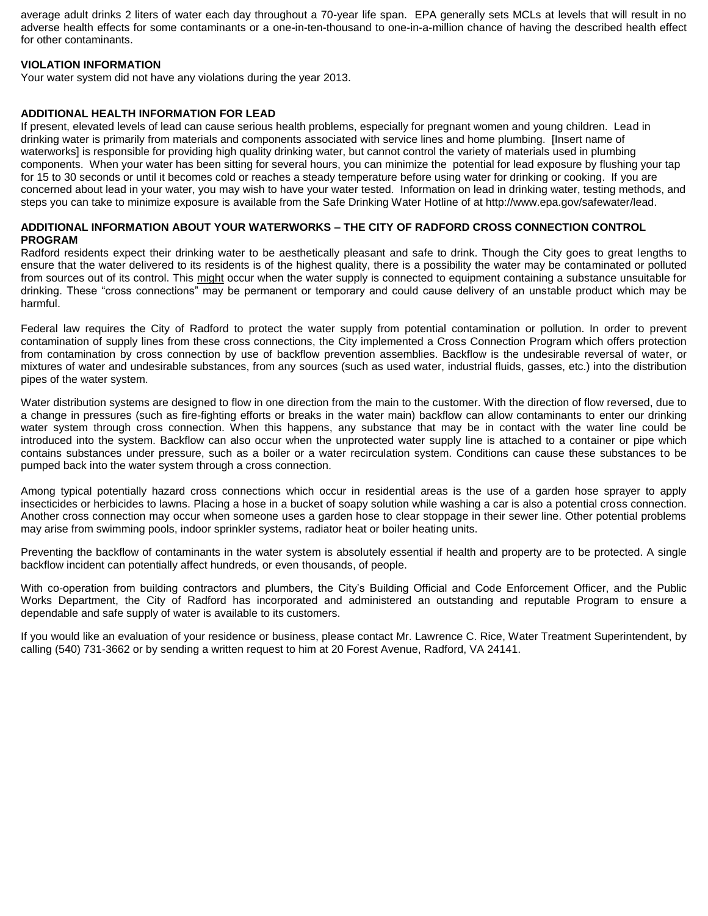average adult drinks 2 liters of water each day throughout a 70-year life span. EPA generally sets MCLs at levels that will result in no adverse health effects for some contaminants or a one-in-ten-thousand to one-in-a-million chance of having the described health effect for other contaminants.

**VIOLATION INFORMATION**

Your water system did not have any violations during the year 2013.

**ADDITIONAL HEALTH INFORMATION FOR LEAD**

If present, elevated levels of lead can cause serious health problems, especially for pregnant women and young children. Lead in drinking water is primarily from materials and components associated with service lines and home plumbing. [Insert name of waterworks] is responsible for providing high quality drinking water, but cannot control the variety of materials used in plumbing components. When your water has been sitting for several hours, you can minimize the potential for lead exposure by flushing your tap for 15 to 30 seconds or until it becomes cold or reaches a steady temperature before using water for drinking or cooking. If you are concerned about lead in your water, you may wish to have your water tested. Information on lead in drinking water, testing methods, and steps you can take to minimize exposure is available from the Safe Drinking Water Hotline of at http://www.epa.gov/safewater/lead.

**ADDITIONAL INFORMATION ABOUT YOUR WATERWORKS – THE CITY OF RADFORD CROSS CONNECTION CONTROL PROGRAM**

Radford residents expect their drinking water to be aesthetically pleasant and safe to drink. Though the City goes to great lengths to ensure that the water delivered to its residents is of the highest quality, there is a possibility the water may be contaminated or polluted from sources out of its control. This <u>might</u> occur when the water supply is connected to equipment containing a substance unsuitable for drinking. These "cross connections" may be permanent or temporary and could cause delivery of an unstable product which may be harmful.

Federal law requires the City of Radford to protect the water supply from potential contamination or pollution. In order to prevent contamination of supply lines from these cross connections, the City implemented a Cross Connection Program which offers protection from contamination by cross connection by use of backflow prevention assemblies. Backflow is the undesirable reversal of water, or mixtures of water and undesirable substances, from any sources (such as used water, industrial fluids, gasses, etc.) into the distribution pipes of the water system.

Water distribution systems are designed to flow in one direction from the main to the customer. With the direction of flow reversed, due to a change in pressures (such as fire-fighting efforts or breaks in the water main) backflow can allow contaminants to enter our drinking water system through cross connection. When this happens, any substance that may be in contact with the water line could be introduced into the system. Backflow can also occur when the unprotected water supply line is attached to a container or pipe which contains substances under pressure, such as a boiler or a water recirculation system. Conditions can cause these substances to be pumped back into the water system through a cross connection.

Among typical potentially hazard cross connections which occur in residential areas is the use of a garden hose sprayer to apply insecticides or herbicides to lawns. Placing a hose in a bucket of soapy solution while washing a car is also a potential cross connection. Another cross connection may occur when someone uses a garden hose to clear stoppage in their sewer line. Other potential problems may arise from swimming pools, indoor sprinkler systems, radiator heat or boiler heating units.

Preventing the backflow of contaminants in the water system is absolutely essential if health and property are to be protected. A single backflow incident can potentially affect hundreds, or even thousands, of people.

With co-operation from building contractors and plumbers, the City's Building Official and Code Enforcement Officer, and the Public Works Department, the City of Radford has incorporated and administered an outstanding and reputable Program to ensure a dependable and safe supply of water is available to its customers.

If you would like an evaluation of your residence or business, please contact Mr. Lawrence C. Rice, Water Treatment Superintendent, by calling (540) 731-3662 or by sending a written request to him at 20 Forest Avenue, Radford, VA 24141.